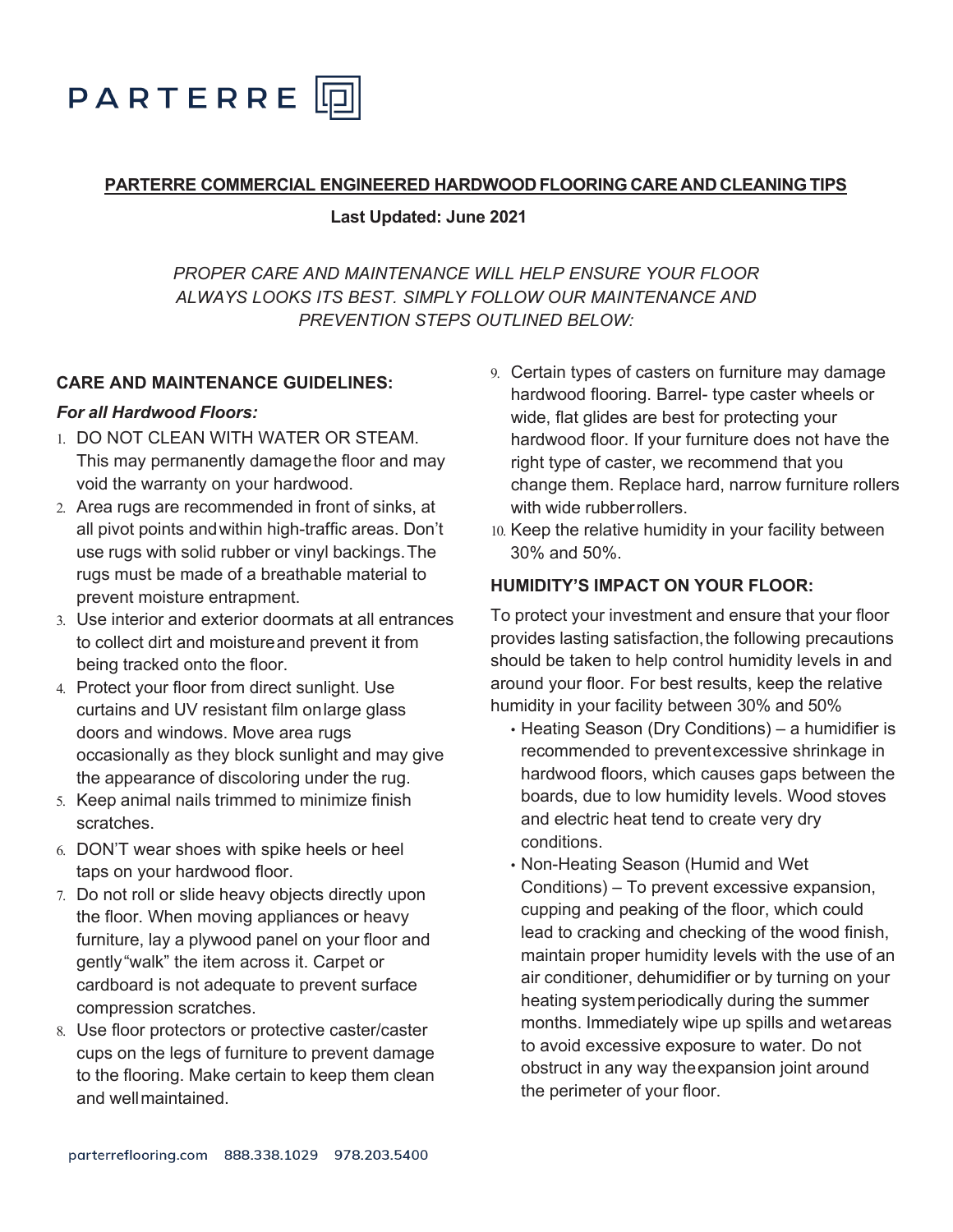PARTERRE

## PARTERRE COMMERCIAL ENGINEERED HARDWOOD FLOORING CARE AND CLEANING TIPS

**Last Updated: June 2021**

*PROPER CARE AND MAINTENANCE WILL HELP ENSURE YOUR FLOOR ALWAYS LOOKS ITS BEST. SIMPLY FOLLOW OUR MAINTENANCE AND PREVENTION STEPS OUTLINED BELOW:*

### CARE AND MAINTENANCE GUIDELINES:

***For all Hardwood Floors:***

1. DO NOT CLEAN WITH WATER OR STEAM. This may permanently damage the floor and may void the warranty on your hardwood.
2. Area rugs are recommended in front of sinks, at all pivot points and within high-traffic areas. Don't use rugs with solid rubber or vinyl backings. The rugs must be made of a breathable material to prevent moisture entrapment.
3. Use interior and exterior doormats at all entrances to collect dirt and moisture and prevent it from being tracked onto the floor.
4. Protect your floor from direct sunlight. Use curtains and UV resistant film on large glass doors and windows. Move area rugs occasionally as they block sunlight and may give the appearance of discoloring under the rug.
5. Keep animal nails trimmed to minimize finish scratches.
6. DON'T wear shoes with spike heels or heel taps on your hardwood floor.
7. Do not roll or slide heavy objects directly upon the floor. When moving appliances or heavy furniture, lay a plywood panel on your floor and gently "walk" the item across it. Carpet or cardboard is not adequate to prevent surface compression scratches.
8. Use floor protectors or protective caster/caster cups on the legs of furniture to prevent damage to the flooring. Make certain to keep them clean and well maintained.
9. Certain types of casters on furniture may damage hardwood flooring. Barrel- type caster wheels or wide, flat glides are best for protecting your hardwood floor. If your furniture does not have the right type of caster, we recommend that you change them. Replace hard, narrow furniture rollers with wide rubber rollers.
10. Keep the relative humidity in your facility between 30% and 50%.

### HUMIDITY'S IMPACT ON YOUR FLOOR:

To protect your investment and ensure that your floor provides lasting satisfaction, the following precautions should be taken to help control humidity levels in and around your floor. For best results, keep the relative humidity in your facility between 30% and 50%

- Heating Season (Dry Conditions) – a humidifier is recommended to prevent excessive shrinkage in hardwood floors, which causes gaps between the boards, due to low humidity levels. Wood stoves and electric heat tend to create very dry conditions.
- Non-Heating Season (Humid and Wet Conditions) – To prevent excessive expansion, cupping and peaking of the floor, which could lead to cracking and checking of the wood finish, maintain proper humidity levels with the use of an air conditioner, dehumidifier or by turning on your heating system periodically during the summer months. Immediately wipe up spills and wet areas to avoid excessive exposure to water. Do not obstruct in any way the expansion joint around the perimeter of your floor.

parterreflooring.com 888.338.1029 978.203.5400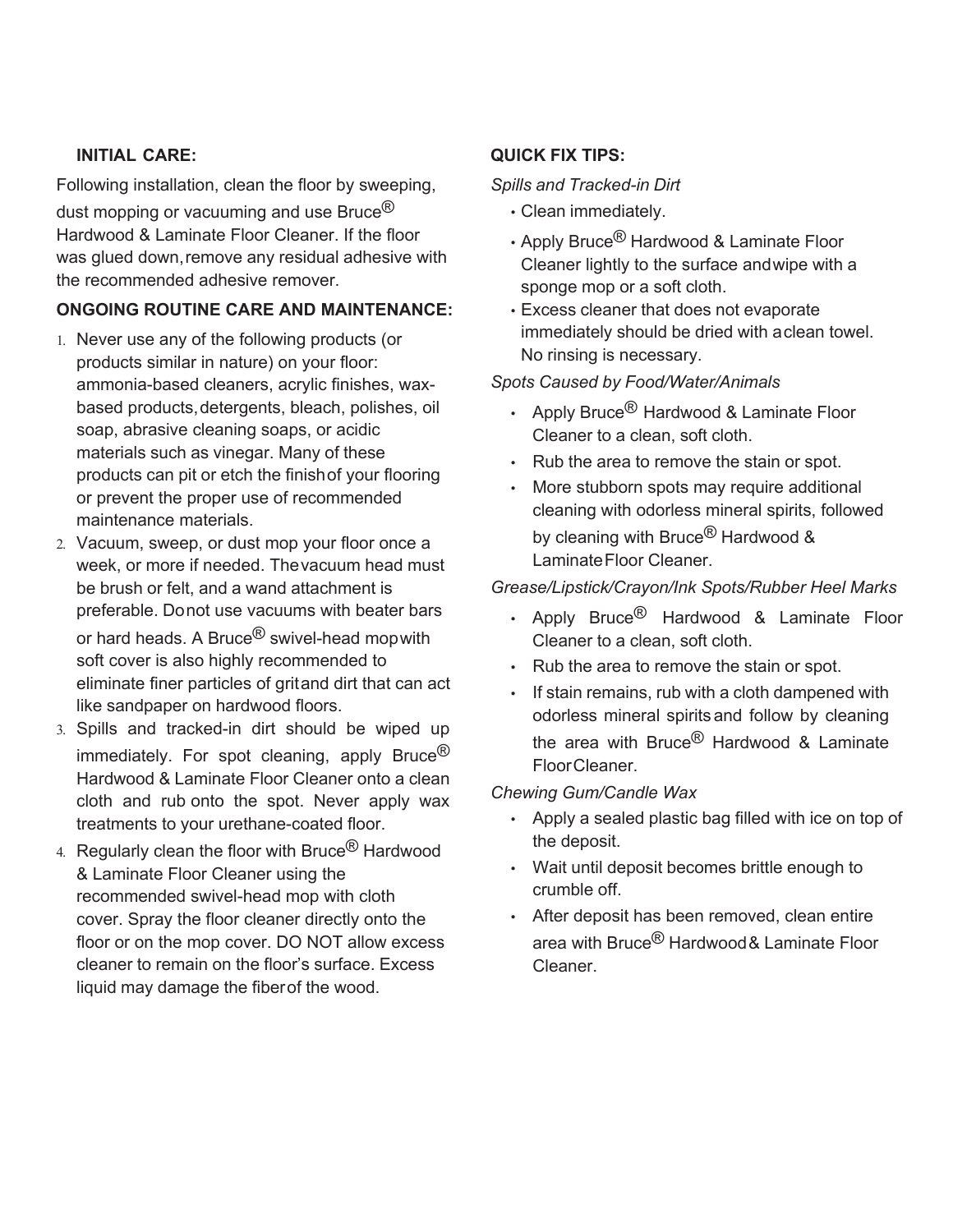## INITIAL CARE:

Following installation, clean the floor by sweeping, dust mopping or vacuuming and use Bruce® Hardwood & Laminate Floor Cleaner. If the floor was glued down, remove any residual adhesive with the recommended adhesive remover.

## ONGOING ROUTINE CARE AND MAINTENANCE:

1. Never use any of the following products (or products similar in nature) on your floor: ammonia-based cleaners, acrylic finishes, wax-based products, detergents, bleach, polishes, oil soap, abrasive cleaning soaps, or acidic materials such as vinegar. Many of these products can pit or etch the finish of your flooring or prevent the proper use of recommended maintenance materials.
2. Vacuum, sweep, or dust mop your floor once a week, or more if needed. The vacuum head must be brush or felt, and a wand attachment is preferable. Do not use vacuums with beater bars or hard heads. A Bruce® swivel-head mop with soft cover is also highly recommended to eliminate finer particles of grit and dirt that can act like sandpaper on hardwood floors.
3. Spills and tracked-in dirt should be wiped up immediately. For spot cleaning, apply Bruce® Hardwood & Laminate Floor Cleaner onto a clean cloth and rub onto the spot. Never apply wax treatments to your urethane-coated floor.
4. Regularly clean the floor with Bruce® Hardwood & Laminate Floor Cleaner using the recommended swivel-head mop with cloth cover. Spray the floor cleaner directly onto the floor or on the mop cover. DO NOT allow excess cleaner to remain on the floor's surface. Excess liquid may damage the fiber of the wood.

## QUICK FIX TIPS:

*Spills and Tracked-in Dirt*

- Clean immediately.
- Apply Bruce® Hardwood & Laminate Floor Cleaner lightly to the surface and wipe with a sponge mop or a soft cloth.
- Excess cleaner that does not evaporate immediately should be dried with a clean towel. No rinsing is necessary.

*Spots Caused by Food/Water/Animals*

- Apply Bruce® Hardwood & Laminate Floor Cleaner to a clean, soft cloth.
- Rub the area to remove the stain or spot.
- More stubborn spots may require additional cleaning with odorless mineral spirits, followed by cleaning with Bruce® Hardwood & Laminate Floor Cleaner.

*Grease/Lipstick/Crayon/Ink Spots/Rubber Heel Marks*

- Apply Bruce® Hardwood & Laminate Floor Cleaner to a clean, soft cloth.
- Rub the area to remove the stain or spot.
- If stain remains, rub with a cloth dampened with odorless mineral spirits and follow by cleaning the area with Bruce® Hardwood & Laminate Floor Cleaner.

*Chewing Gum/Candle Wax*

- Apply a sealed plastic bag filled with ice on top of the deposit.
- Wait until deposit becomes brittle enough to crumble off.
- After deposit has been removed, clean entire area with Bruce® Hardwood & Laminate Floor Cleaner.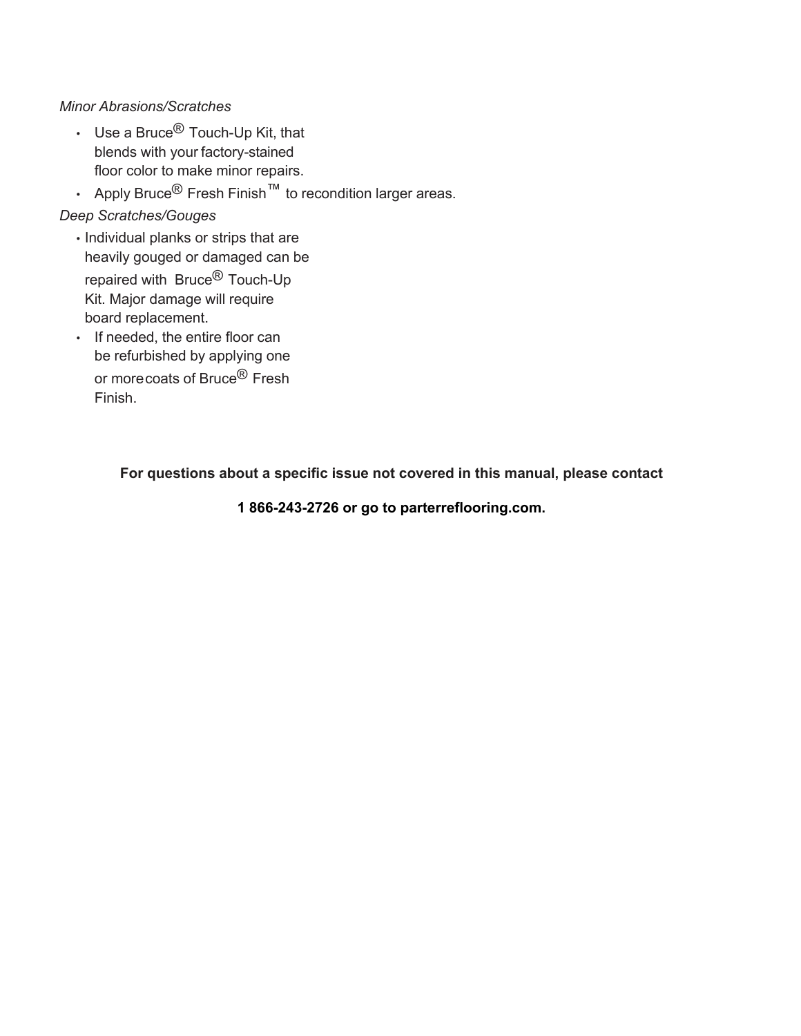*Minor Abrasions/Scratches*

- Use a Bruce® Touch-Up Kit, that blends with your factory-stained floor color to make minor repairs.
- Apply Bruce® Fresh Finish™ to recondition larger areas.

*Deep Scratches/Gouges*

- Individual planks or strips that are heavily gouged or damaged can be repaired with Bruce® Touch-Up Kit. Major damage will require board replacement.
- If needed, the entire floor can be refurbished by applying one or more coats of Bruce® Fresh Finish.

**For questions about a specific issue not covered in this manual, please contact**

**1 866-243-2726 or go to parterreflooring.com.**